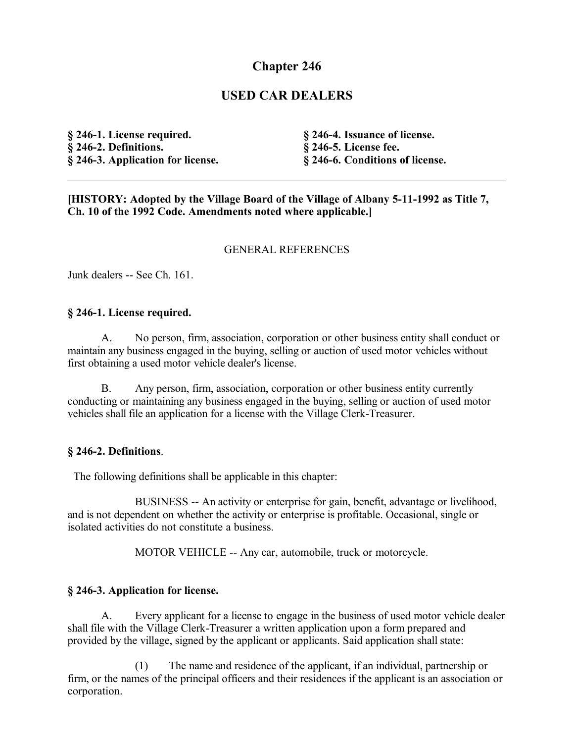# Chapter 246

## USED CAR DEALERS

**§ 246-1. License required.**
**§ 246-2. Definitions.**
**§ 246-3. Application for license.**
**§ 246-4. Issuance of license.**
**§ 246-5. License fee.**
**§ 246-6. Conditions of license.**

---

**[HISTORY: Adopted by the Village Board of the Village of Albany 5-11-1992 as Title 7, Ch. 10 of the 1992 Code. Amendments noted where applicable.]**

GENERAL REFERENCES

Junk dealers -- See Ch. 161.

### § 246-1. License required.

A. No person, firm, association, corporation or other business entity shall conduct or maintain any business engaged in the buying, selling or auction of used motor vehicles without first obtaining a used motor vehicle dealer's license.

B. Any person, firm, association, corporation or other business entity currently conducting or maintaining any business engaged in the buying, selling or auction of used motor vehicles shall file an application for a license with the Village Clerk-Treasurer.

### § 246-2. Definitions.

The following definitions shall be applicable in this chapter:

BUSINESS -- An activity or enterprise for gain, benefit, advantage or livelihood, and is not dependent on whether the activity or enterprise is profitable. Occasional, single or isolated activities do not constitute a business.

MOTOR VEHICLE -- Any car, automobile, truck or motorcycle.

### § 246-3. Application for license.

A. Every applicant for a license to engage in the business of used motor vehicle dealer shall file with the Village Clerk-Treasurer a written application upon a form prepared and provided by the village, signed by the applicant or applicants. Said application shall state:

(1) The name and residence of the applicant, if an individual, partnership or firm, or the names of the principal officers and their residences if the applicant is an association or corporation.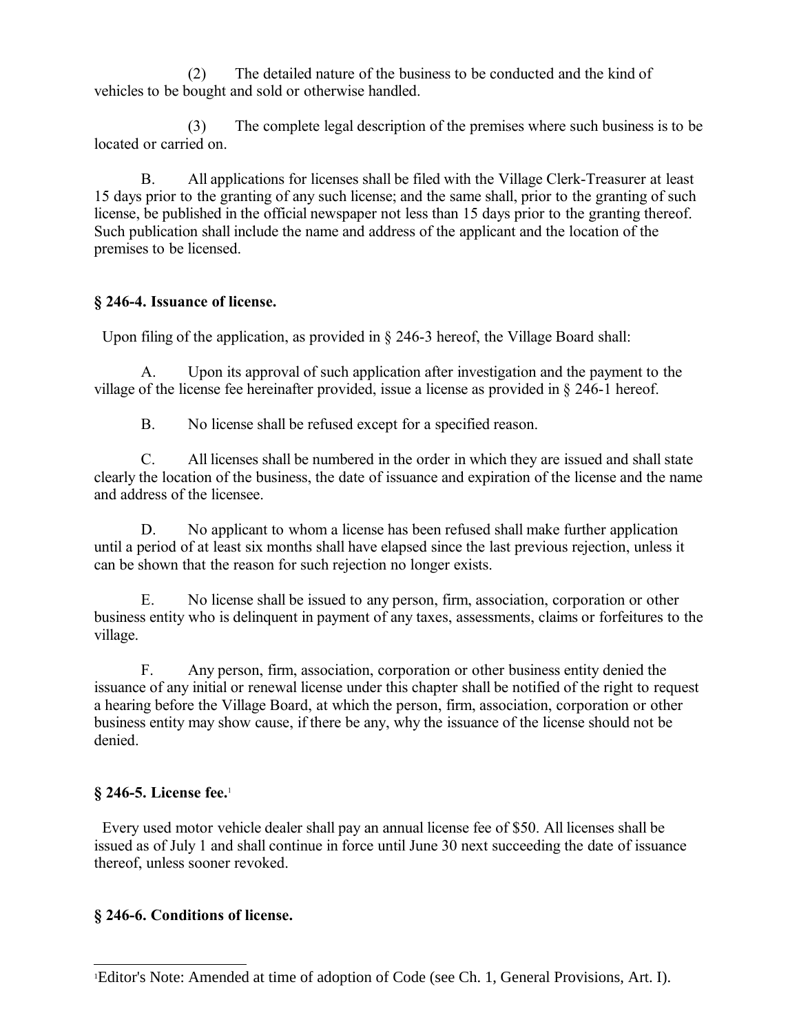(2) The detailed nature of the business to be conducted and the kind of vehicles to be bought and sold or otherwise handled.

(3) The complete legal description of the premises where such business is to be located or carried on.

B. All applications for licenses shall be filed with the Village Clerk-Treasurer at least 15 days prior to the granting of any such license; and the same shall, prior to the granting of such license, be published in the official newspaper not less than 15 days prior to the granting thereof. Such publication shall include the name and address of the applicant and the location of the premises to be licensed.

### § 246-4. Issuance of license.

Upon filing of the application, as provided in § 246-3 hereof, the Village Board shall:

A. Upon its approval of such application after investigation and the payment to the village of the license fee hereinafter provided, issue a license as provided in § 246-1 hereof.

B. No license shall be refused except for a specified reason.

C. All licenses shall be numbered in the order in which they are issued and shall state clearly the location of the business, the date of issuance and expiration of the license and the name and address of the licensee.

D. No applicant to whom a license has been refused shall make further application until a period of at least six months shall have elapsed since the last previous rejection, unless it can be shown that the reason for such rejection no longer exists.

E. No license shall be issued to any person, firm, association, corporation or other business entity who is delinquent in payment of any taxes, assessments, claims or forfeitures to the village.

F. Any person, firm, association, corporation or other business entity denied the issuance of any initial or renewal license under this chapter shall be notified of the right to request a hearing before the Village Board, at which the person, firm, association, corporation or other business entity may show cause, if there be any, why the issuance of the license should not be denied.

### § 246-5. License fee.[1]

Every used motor vehicle dealer shall pay an annual license fee of $50. All licenses shall be issued as of July 1 and shall continue in force until June 30 next succeeding the date of issuance thereof, unless sooner revoked.

### § 246-6. Conditions of license.

[1] Editor's Note: Amended at time of adoption of Code (see Ch. 1, General Provisions, Art. I).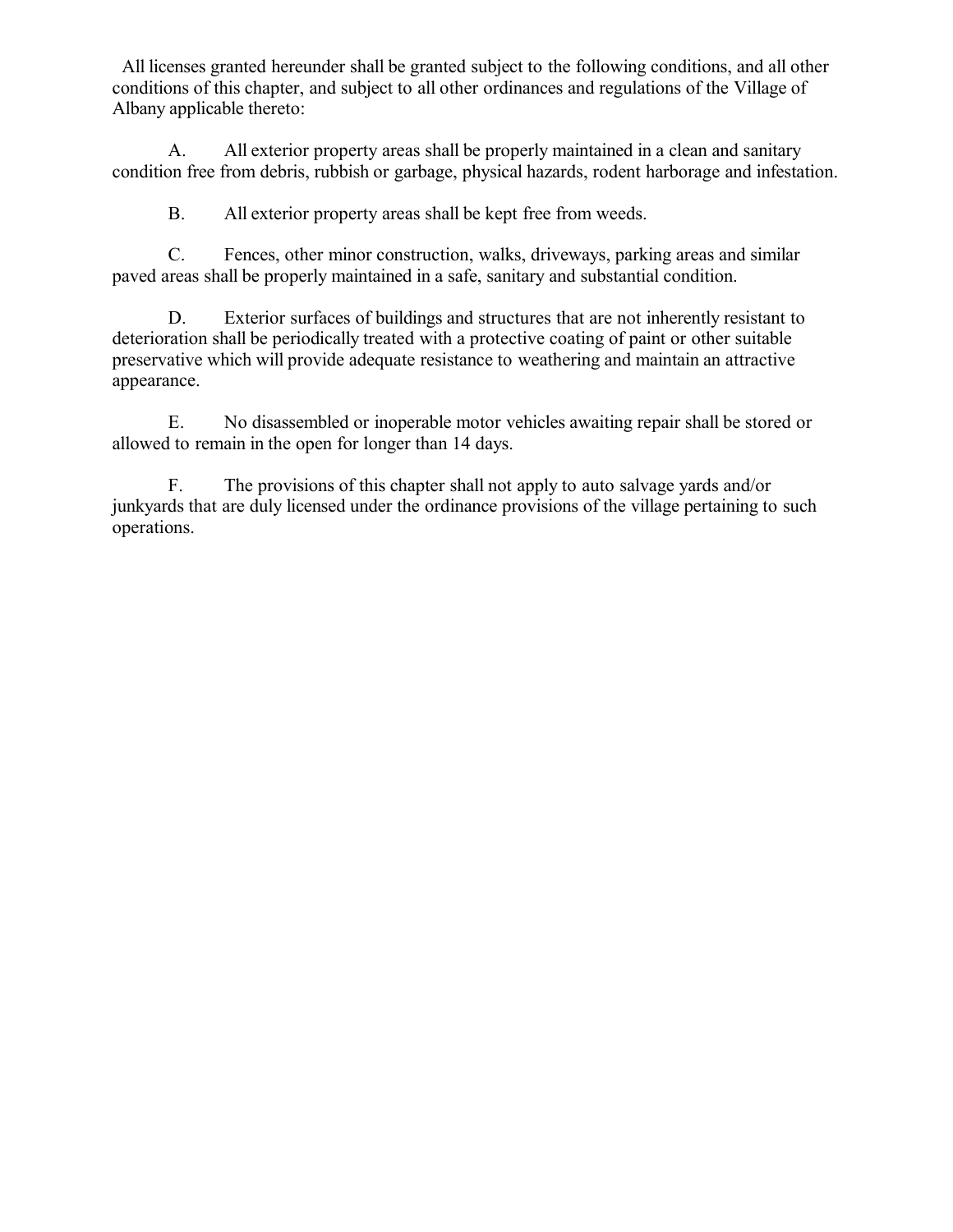All licenses granted hereunder shall be granted subject to the following conditions, and all other conditions of this chapter, and subject to all other ordinances and regulations of the Village of Albany applicable thereto:

A. All exterior property areas shall be properly maintained in a clean and sanitary condition free from debris, rubbish or garbage, physical hazards, rodent harborage and infestation.

B. All exterior property areas shall be kept free from weeds.

C. Fences, other minor construction, walks, driveways, parking areas and similar paved areas shall be properly maintained in a safe, sanitary and substantial condition.

D. Exterior surfaces of buildings and structures that are not inherently resistant to deterioration shall be periodically treated with a protective coating of paint or other suitable preservative which will provide adequate resistance to weathering and maintain an attractive appearance.

E. No disassembled or inoperable motor vehicles awaiting repair shall be stored or allowed to remain in the open for longer than 14 days.

F. The provisions of this chapter shall not apply to auto salvage yards and/or junkyards that are duly licensed under the ordinance provisions of the village pertaining to such operations.